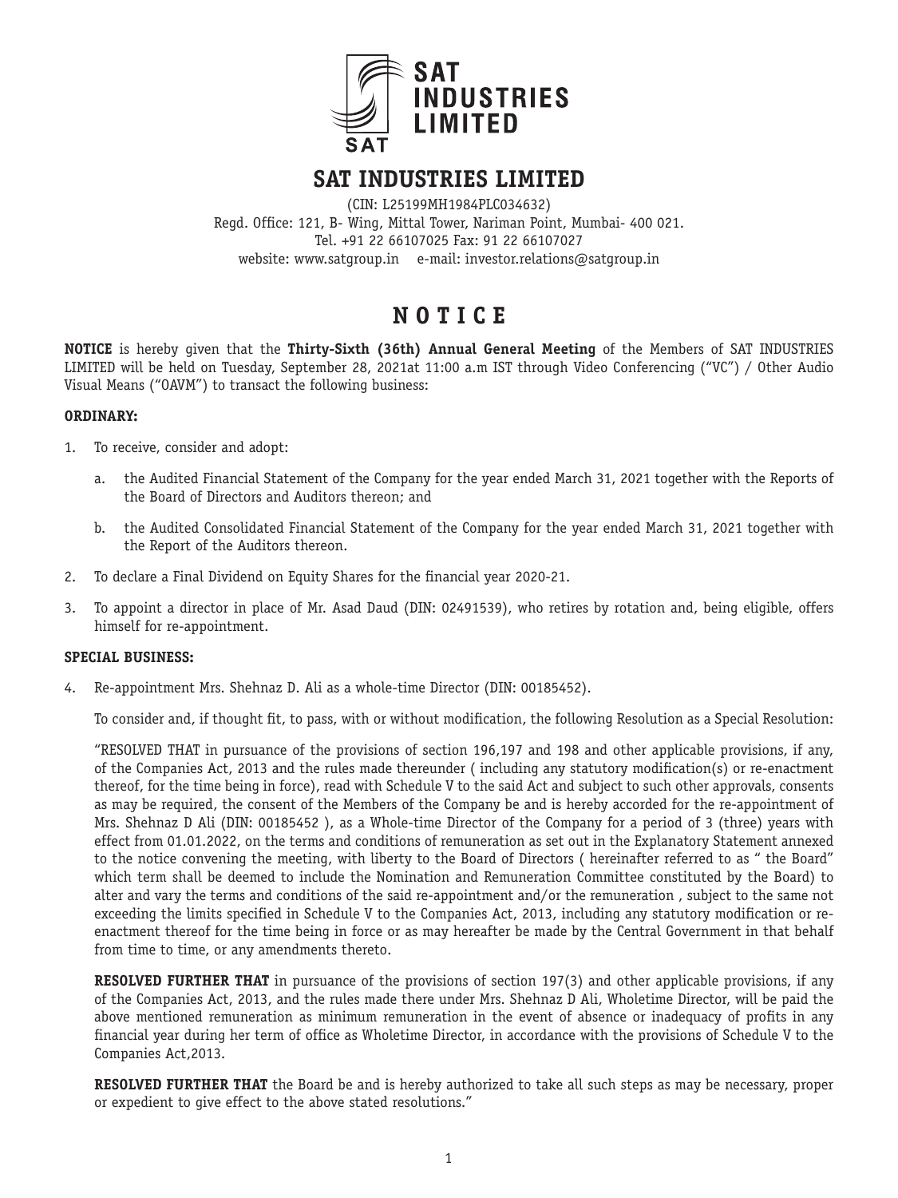# SAT INDUSTRIES LIMITED

(CIN: L25199MH1984PLC034632)
Regd. Office: 121, B- Wing, Mittal Tower, Nariman Point, Mumbai- 400 021.
Tel. +91 22 66107025 Fax: 91 22 66107027
website: www.satgroup.in e-mail: investor.relations@satgroup.in

## N O T I C E

**NOTICE** is hereby given that the **Thirty-Sixth (36th) Annual General Meeting** of the Members of SAT INDUSTRIES LIMITED will be held on Tuesday, September 28, 2021at 11:00 a.m IST through Video Conferencing ("VC") / Other Audio Visual Means ("OAVM") to transact the following business:

**ORDINARY:**

1. To receive, consider and adopt:

   a. the Audited Financial Statement of the Company for the year ended March 31, 2021 together with the Reports of the Board of Directors and Auditors thereon; and

   b. the Audited Consolidated Financial Statement of the Company for the year ended March 31, 2021 together with the Report of the Auditors thereon.

2. To declare a Final Dividend on Equity Shares for the financial year 2020-21.

3. To appoint a director in place of Mr. Asad Daud (DIN: 02491539), who retires by rotation and, being eligible, offers himself for re-appointment.

**SPECIAL BUSINESS:**

4. Re-appointment Mrs. Shehnaz D. Ali as a whole-time Director (DIN: 00185452).

   To consider and, if thought fit, to pass, with or without modification, the following Resolution as a Special Resolution:

   "RESOLVED THAT in pursuance of the provisions of section 196,197 and 198 and other applicable provisions, if any, of the Companies Act, 2013 and the rules made thereunder ( including any statutory modification(s) or re-enactment thereof, for the time being in force), read with Schedule V to the said Act and subject to such other approvals, consents as may be required, the consent of the Members of the Company be and is hereby accorded for the re-appointment of Mrs. Shehnaz D Ali (DIN: 00185452 ), as a Whole-time Director of the Company for a period of 3 (three) years with effect from 01.01.2022, on the terms and conditions of remuneration as set out in the Explanatory Statement annexed to the notice convening the meeting, with liberty to the Board of Directors ( hereinafter referred to as " the Board" which term shall be deemed to include the Nomination and Remuneration Committee constituted by the Board) to alter and vary the terms and conditions of the said re-appointment and/or the remuneration , subject to the same not exceeding the limits specified in Schedule V to the Companies Act, 2013, including any statutory modification or re-enactment thereof for the time being in force or as may hereafter be made by the Central Government in that behalf from time to time, or any amendments thereto.

   **RESOLVED FURTHER THAT** in pursuance of the provisions of section 197(3) and other applicable provisions, if any of the Companies Act, 2013, and the rules made there under Mrs. Shehnaz D Ali, Wholetime Director, will be paid the above mentioned remuneration as minimum remuneration in the event of absence or inadequacy of profits in any financial year during her term of office as Wholetime Director, in accordance with the provisions of Schedule V to the Companies Act,2013.

   **RESOLVED FURTHER THAT** the Board be and is hereby authorized to take all such steps as may be necessary, proper or expedient to give effect to the above stated resolutions."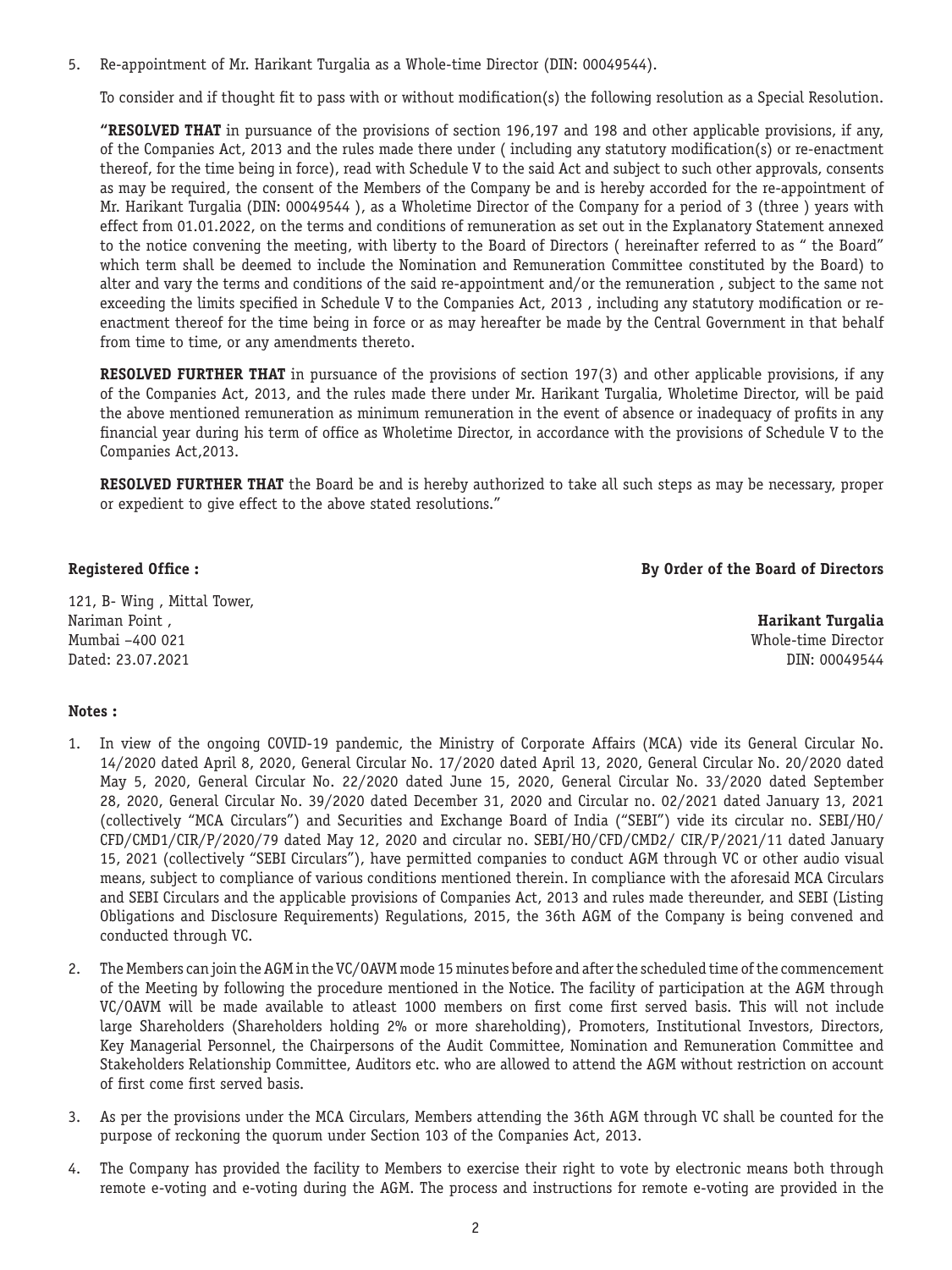5. Re-appointment of Mr. Harikant Turgalia as a Whole-time Director (DIN: 00049544).

   To consider and if thought fit to pass with or without modification(s) the following resolution as a Special Resolution.

   **"RESOLVED THAT** in pursuance of the provisions of section 196,197 and 198 and other applicable provisions, if any, of the Companies Act, 2013 and the rules made there under ( including any statutory modification(s) or re-enactment thereof, for the time being in force), read with Schedule V to the said Act and subject to such other approvals, consents as may be required, the consent of the Members of the Company be and is hereby accorded for the re-appointment of Mr. Harikant Turgalia (DIN: 00049544 ), as a Wholetime Director of the Company for a period of 3 (three ) years with effect from 01.01.2022, on the terms and conditions of remuneration as set out in the Explanatory Statement annexed to the notice convening the meeting, with liberty to the Board of Directors ( hereinafter referred to as " the Board" which term shall be deemed to include the Nomination and Remuneration Committee constituted by the Board) to alter and vary the terms and conditions of the said re-appointment and/or the remuneration , subject to the same not exceeding the limits specified in Schedule V to the Companies Act, 2013 , including any statutory modification or re-enactment thereof for the time being in force or as may hereafter be made by the Central Government in that behalf from time to time, or any amendments thereto.

   **RESOLVED FURTHER THAT** in pursuance of the provisions of section 197(3) and other applicable provisions, if any of the Companies Act, 2013, and the rules made there under Mr. Harikant Turgalia, Wholetime Director, will be paid the above mentioned remuneration as minimum remuneration in the event of absence or inadequacy of profits in any financial year during his term of office as Wholetime Director, in accordance with the provisions of Schedule V to the Companies Act,2013.

   **RESOLVED FURTHER THAT** the Board be and is hereby authorized to take all such steps as may be necessary, proper or expedient to give effect to the above stated resolutions."

**Registered Office :**

121, B- Wing , Mittal Tower,
Nariman Point ,
Mumbai –400 021
Dated: 23.07.2021

**By Order of the Board of Directors**

**Harikant Turgalia**
Whole-time Director
DIN: 00049544

**Notes :**

1. In view of the ongoing COVID-19 pandemic, the Ministry of Corporate Affairs (MCA) vide its General Circular No. 14/2020 dated April 8, 2020, General Circular No. 17/2020 dated April 13, 2020, General Circular No. 20/2020 dated May 5, 2020, General Circular No. 22/2020 dated June 15, 2020, General Circular No. 33/2020 dated September 28, 2020, General Circular No. 39/2020 dated December 31, 2020 and Circular no. 02/2021 dated January 13, 2021 (collectively "MCA Circulars") and Securities and Exchange Board of India ("SEBI") vide its circular no. SEBI/HO/ CFD/CMD1/CIR/P/2020/79 dated May 12, 2020 and circular no. SEBI/HO/CFD/CMD2/ CIR/P/2021/11 dated January 15, 2021 (collectively "SEBI Circulars"), have permitted companies to conduct AGM through VC or other audio visual means, subject to compliance of various conditions mentioned therein. In compliance with the aforesaid MCA Circulars and SEBI Circulars and the applicable provisions of Companies Act, 2013 and rules made thereunder, and SEBI (Listing Obligations and Disclosure Requirements) Regulations, 2015, the 36th AGM of the Company is being convened and conducted through VC.

2. The Members can join the AGM in the VC/OAVM mode 15 minutes before and after the scheduled time of the commencement of the Meeting by following the procedure mentioned in the Notice. The facility of participation at the AGM through VC/OAVM will be made available to atleast 1000 members on first come first served basis. This will not include large Shareholders (Shareholders holding 2% or more shareholding), Promoters, Institutional Investors, Directors, Key Managerial Personnel, the Chairpersons of the Audit Committee, Nomination and Remuneration Committee and Stakeholders Relationship Committee, Auditors etc. who are allowed to attend the AGM without restriction on account of first come first served basis.

3. As per the provisions under the MCA Circulars, Members attending the 36th AGM through VC shall be counted for the purpose of reckoning the quorum under Section 103 of the Companies Act, 2013.

4. The Company has provided the facility to Members to exercise their right to vote by electronic means both through remote e-voting and e-voting during the AGM. The process and instructions for remote e-voting are provided in the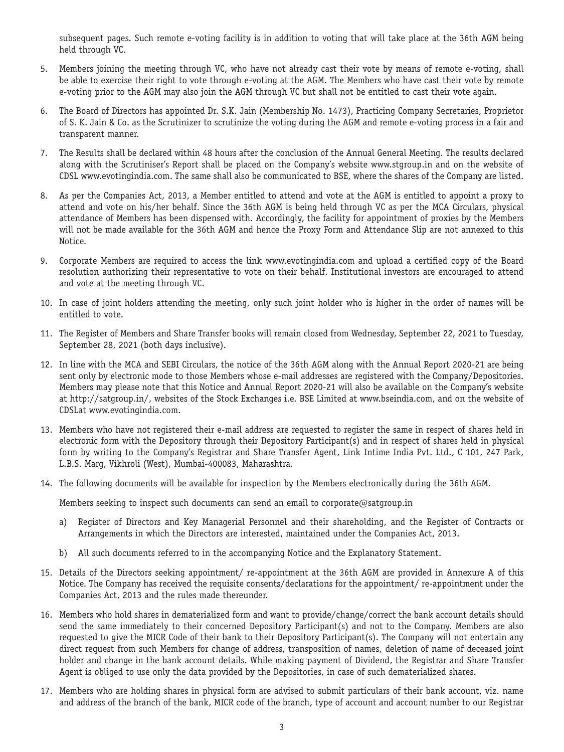subsequent pages. Such remote e-voting facility is in addition to voting that will take place at the 36th AGM being held through VC.

5. Members joining the meeting through VC, who have not already cast their vote by means of remote e-voting, shall be able to exercise their right to vote through e-voting at the AGM. The Members who have cast their vote by remote e-voting prior to the AGM may also join the AGM through VC but shall not be entitled to cast their vote again.

6. The Board of Directors has appointed Dr. S.K. Jain (Membership No. 1473), Practicing Company Secretaries, Proprietor of S. K. Jain & Co. as the Scrutinizer to scrutinize the voting during the AGM and remote e-voting process in a fair and transparent manner.

7. The Results shall be declared within 48 hours after the conclusion of the Annual General Meeting. The results declared along with the Scrutiniser's Report shall be placed on the Company's website www.stgroup.in and on the website of CDSL www.evotingindia.com. The same shall also be communicated to BSE, where the shares of the Company are listed.

8. As per the Companies Act, 2013, a Member entitled to attend and vote at the AGM is entitled to appoint a proxy to attend and vote on his/her behalf. Since the 36th AGM is being held through VC as per the MCA Circulars, physical attendance of Members has been dispensed with. Accordingly, the facility for appointment of proxies by the Members will not be made available for the 36th AGM and hence the Proxy Form and Attendance Slip are not annexed to this Notice.

9. Corporate Members are required to access the link www.evotingindia.com and upload a certified copy of the Board resolution authorizing their representative to vote on their behalf. Institutional investors are encouraged to attend and vote at the meeting through VC.

10. In case of joint holders attending the meeting, only such joint holder who is higher in the order of names will be entitled to vote.

11. The Register of Members and Share Transfer books will remain closed from Wednesday, September 22, 2021 to Tuesday, September 28, 2021 (both days inclusive).

12. In line with the MCA and SEBI Circulars, the notice of the 36th AGM along with the Annual Report 2020-21 are being sent only by electronic mode to those Members whose e-mail addresses are registered with the Company/Depositories. Members may please note that this Notice and Annual Report 2020-21 will also be available on the Company's website at http://satgroup.in/, websites of the Stock Exchanges i.e. BSE Limited at www.bseindia.com, and on the website of CDSLat www.evotingindia.com.

13. Members who have not registered their e-mail address are requested to register the same in respect of shares held in electronic form with the Depository through their Depository Participant(s) and in respect of shares held in physical form by writing to the Company's Registrar and Share Transfer Agent, Link Intime India Pvt. Ltd., C 101, 247 Park, L.B.S. Marg, Vikhroli (West), Mumbai-400083, Maharashtra.

14. The following documents will be available for inspection by the Members electronically during the 36th AGM.

    Members seeking to inspect such documents can send an email to corporate@satgroup.in

    a) Register of Directors and Key Managerial Personnel and their shareholding, and the Register of Contracts or Arrangements in which the Directors are interested, maintained under the Companies Act, 2013.

    b) All such documents referred to in the accompanying Notice and the Explanatory Statement.

15. Details of the Directors seeking appointment/ re-appointment at the 36th AGM are provided in Annexure A of this Notice. The Company has received the requisite consents/declarations for the appointment/ re-appointment under the Companies Act, 2013 and the rules made thereunder.

16. Members who hold shares in dematerialized form and want to provide/change/correct the bank account details should send the same immediately to their concerned Depository Participant(s) and not to the Company. Members are also requested to give the MICR Code of their bank to their Depository Participant(s). The Company will not entertain any direct request from such Members for change of address, transposition of names, deletion of name of deceased joint holder and change in the bank account details. While making payment of Dividend, the Registrar and Share Transfer Agent is obliged to use only the data provided by the Depositories, in case of such dematerialized shares.

17. Members who are holding shares in physical form are advised to submit particulars of their bank account, viz. name and address of the branch of the bank, MICR code of the branch, type of account and account number to our Registrar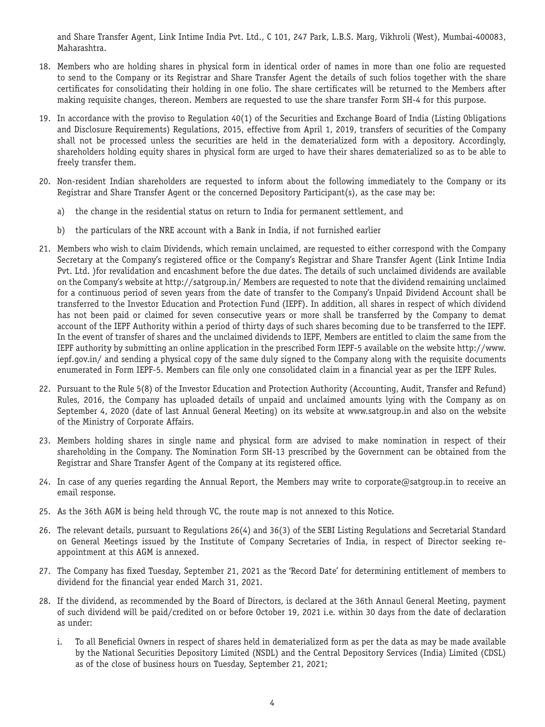and Share Transfer Agent, Link Intime India Pvt. Ltd., C 101, 247 Park, L.B.S. Marg, Vikhroli (West), Mumbai-400083, Maharashtra.

18. Members who are holding shares in physical form in identical order of names in more than one folio are requested to send to the Company or its Registrar and Share Transfer Agent the details of such folios together with the share certificates for consolidating their holding in one folio. The share certificates will be returned to the Members after making requisite changes, thereon. Members are requested to use the share transfer Form SH-4 for this purpose.

19. In accordance with the proviso to Regulation 40(1) of the Securities and Exchange Board of India (Listing Obligations and Disclosure Requirements) Regulations, 2015, effective from April 1, 2019, transfers of securities of the Company shall not be processed unless the securities are held in the dematerialized form with a depository. Accordingly, shareholders holding equity shares in physical form are urged to have their shares dematerialized so as to be able to freely transfer them.

20. Non-resident Indian shareholders are requested to inform about the following immediately to the Company or its Registrar and Share Transfer Agent or the concerned Depository Participant(s), as the case may be:

    a) the change in the residential status on return to India for permanent settlement, and

    b) the particulars of the NRE account with a Bank in India, if not furnished earlier

21. Members who wish to claim Dividends, which remain unclaimed, are requested to either correspond with the Company Secretary at the Company's registered office or the Company's Registrar and Share Transfer Agent (Link Intime India Pvt. Ltd. )for revalidation and encashment before the due dates. The details of such unclaimed dividends are available on the Company's website at http://satgroup.in/ Members are requested to note that the dividend remaining unclaimed for a continuous period of seven years from the date of transfer to the Company's Unpaid Dividend Account shall be transferred to the Investor Education and Protection Fund (IEPF). In addition, all shares in respect of which dividend has not been paid or claimed for seven consecutive years or more shall be transferred by the Company to demat account of the IEPF Authority within a period of thirty days of such shares becoming due to be transferred to the IEPF. In the event of transfer of shares and the unclaimed dividends to IEPF, Members are entitled to claim the same from the IEPF authority by submitting an online application in the prescribed Form IEPF-5 available on the website http://www.iepf.gov.in/ and sending a physical copy of the same duly signed to the Company along with the requisite documents enumerated in Form IEPF-5. Members can file only one consolidated claim in a financial year as per the IEPF Rules.

22. Pursuant to the Rule 5(8) of the Investor Education and Protection Authority (Accounting, Audit, Transfer and Refund) Rules, 2016, the Company has uploaded details of unpaid and unclaimed amounts lying with the Company as on September 4, 2020 (date of last Annual General Meeting) on its website at www.satgroup.in and also on the website of the Ministry of Corporate Affairs.

23. Members holding shares in single name and physical form are advised to make nomination in respect of their shareholding in the Company. The Nomination Form SH-13 prescribed by the Government can be obtained from the Registrar and Share Transfer Agent of the Company at its registered office.

24. In case of any queries regarding the Annual Report, the Members may write to corporate@satgroup.in to receive an email response.

25. As the 36th AGM is being held through VC, the route map is not annexed to this Notice.

26. The relevant details, pursuant to Regulations 26(4) and 36(3) of the SEBI Listing Regulations and Secretarial Standard on General Meetings issued by the Institute of Company Secretaries of India, in respect of Director seeking re-appointment at this AGM is annexed.

27. The Company has fixed Tuesday, September 21, 2021 as the 'Record Date' for determining entitlement of members to dividend for the financial year ended March 31, 2021.

28. If the dividend, as recommended by the Board of Directors, is declared at the 36th Annaul General Meeting, payment of such dividend will be paid/credited on or before October 19, 2021 i.e. within 30 days from the date of declaration as under:

    i. To all Beneficial Owners in respect of shares held in dematerialized form as per the data as may be made available by the National Securities Depository Limited (NSDL) and the Central Depository Services (India) Limited (CDSL) as of the close of business hours on Tuesday, September 21, 2021;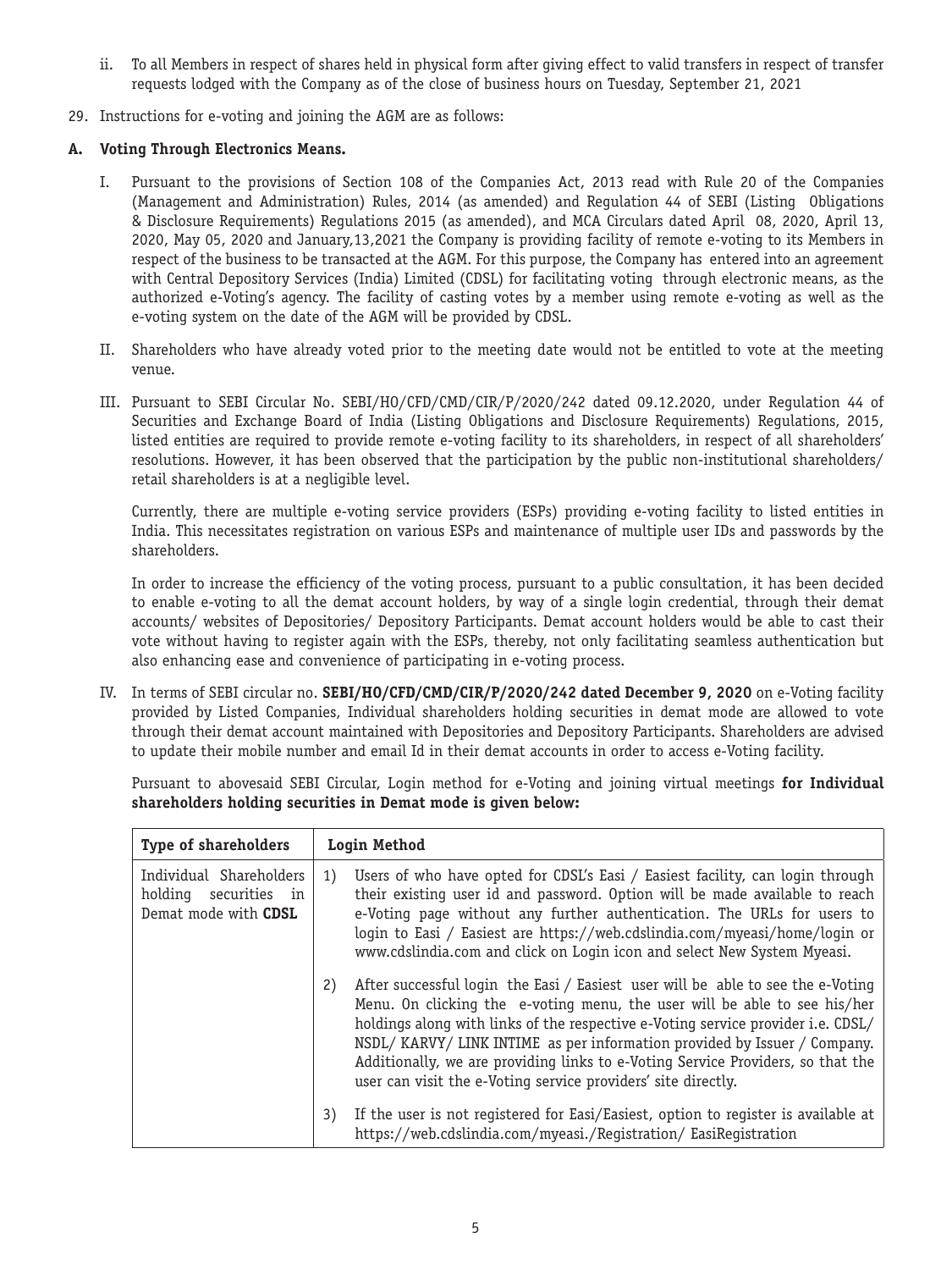ii. To all Members in respect of shares held in physical form after giving effect to valid transfers in respect of transfer requests lodged with the Company as of the close of business hours on Tuesday, September 21, 2021

29. Instructions for e-voting and joining the AGM are as follows:

**A. Voting Through Electronics Means.**

I. Pursuant to the provisions of Section 108 of the Companies Act, 2013 read with Rule 20 of the Companies (Management and Administration) Rules, 2014 (as amended) and Regulation 44 of SEBI (Listing Obligations & Disclosure Requirements) Regulations 2015 (as amended), and MCA Circulars dated April 08, 2020, April 13, 2020, May 05, 2020 and January,13,2021 the Company is providing facility of remote e-voting to its Members in respect of the business to be transacted at the AGM. For this purpose, the Company has entered into an agreement with Central Depository Services (India) Limited (CDSL) for facilitating voting through electronic means, as the authorized e-Voting's agency. The facility of casting votes by a member using remote e-voting as well as the e-voting system on the date of the AGM will be provided by CDSL.

II. Shareholders who have already voted prior to the meeting date would not be entitled to vote at the meeting venue.

III. Pursuant to SEBI Circular No. SEBI/HO/CFD/CMD/CIR/P/2020/242 dated 09.12.2020, under Regulation 44 of Securities and Exchange Board of India (Listing Obligations and Disclosure Requirements) Regulations, 2015, listed entities are required to provide remote e-voting facility to its shareholders, in respect of all shareholders' resolutions. However, it has been observed that the participation by the public non-institutional shareholders/ retail shareholders is at a negligible level.

Currently, there are multiple e-voting service providers (ESPs) providing e-voting facility to listed entities in India. This necessitates registration on various ESPs and maintenance of multiple user IDs and passwords by the shareholders.

In order to increase the efficiency of the voting process, pursuant to a public consultation, it has been decided to enable e-voting to all the demat account holders, by way of a single login credential, through their demat accounts/ websites of Depositories/ Depository Participants. Demat account holders would be able to cast their vote without having to register again with the ESPs, thereby, not only facilitating seamless authentication but also enhancing ease and convenience of participating in e-voting process.

IV. In terms of SEBI circular no. **SEBI/HO/CFD/CMD/CIR/P/2020/242 dated December 9, 2020** on e-Voting facility provided by Listed Companies, Individual shareholders holding securities in demat mode are allowed to vote through their demat account maintained with Depositories and Depository Participants. Shareholders are advised to update their mobile number and email Id in their demat accounts in order to access e-Voting facility.

Pursuant to abovesaid SEBI Circular, Login method for e-Voting and joining virtual meetings **for Individual shareholders holding securities in Demat mode is given below:**

| Type of shareholders | Login Method |
|---|---|
| Individual Shareholders holding securities in Demat mode with **CDSL** | 1) Users of who have opted for CDSL's Easi / Easiest facility, can login through their existing user id and password. Option will be made available to reach e-Voting page without any further authentication. The URLs for users to login to Easi / Easiest are https://web.cdslindia.com/myeasi/home/login or www.cdslindia.com and click on Login icon and select New System Myeasi. |
| | 2) After successful login the Easi / Easiest user will be able to see the e-Voting Menu. On clicking the e-voting menu, the user will be able to see his/her holdings along with links of the respective e-Voting service provider i.e. CDSL/ NSDL/ KARVY/ LINK INTIME as per information provided by Issuer / Company. Additionally, we are providing links to e-Voting Service Providers, so that the user can visit the e-Voting service providers' site directly. |
| | 3) If the user is not registered for Easi/Easiest, option to register is available at https://web.cdslindia.com/myeasi./Registration/ EasiRegistration |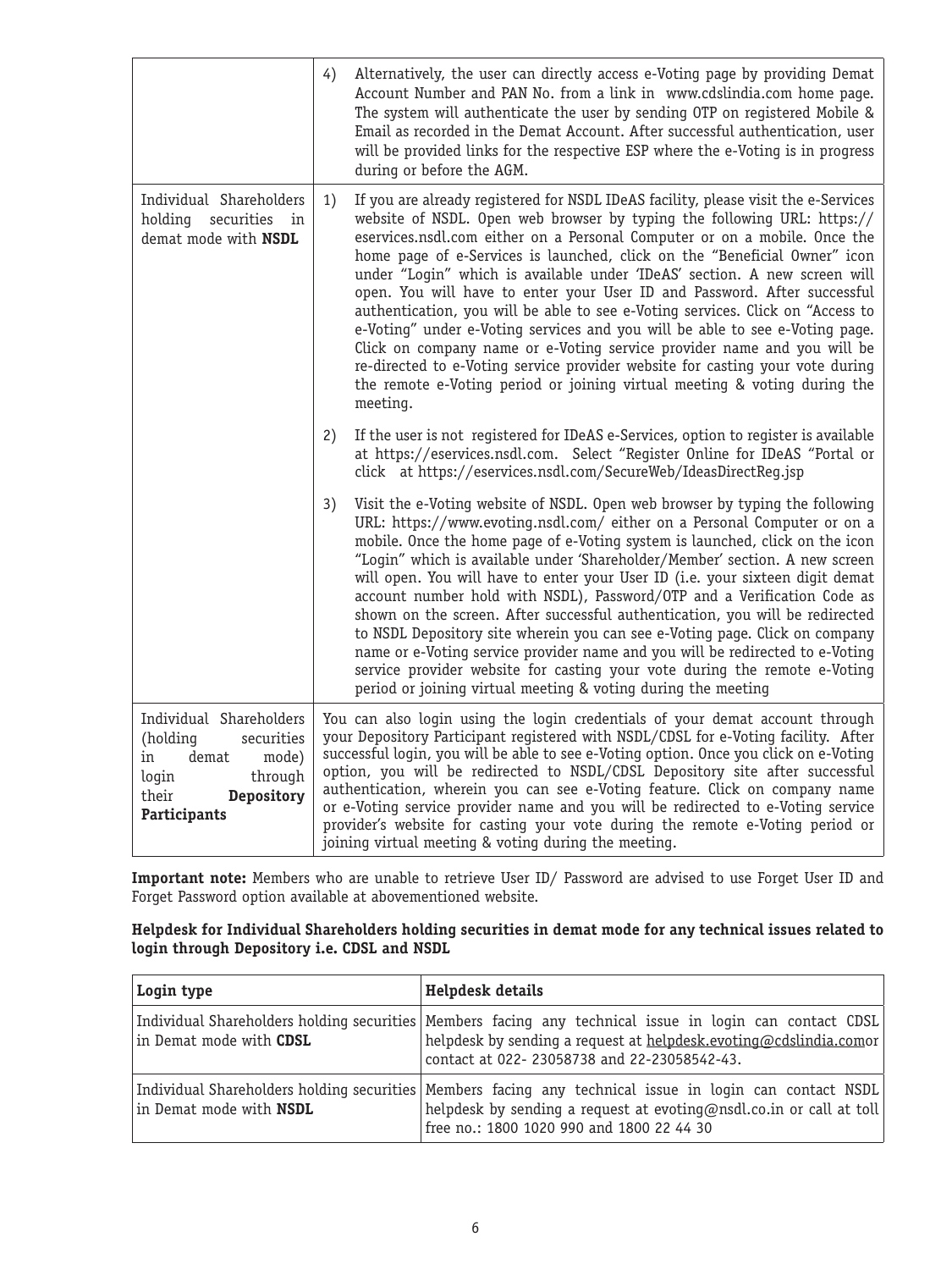| | |
|---|---|
| | 4) Alternatively, the user can directly access e-Voting page by providing Demat Account Number and PAN No. from a link in www.cdslindia.com home page. The system will authenticate the user by sending OTP on registered Mobile & Email as recorded in the Demat Account. After successful authentication, user will be provided links for the respective ESP where the e-Voting is in progress during or before the AGM. |
| Individual Shareholders holding securities in demat mode with **NSDL** | 1) If you are already registered for NSDL IDeAS facility, please visit the e-Services website of NSDL. Open web browser by typing the following URL: https://eservices.nsdl.com either on a Personal Computer or on a mobile. Once the home page of e-Services is launched, click on the "Beneficial Owner" icon under "Login" which is available under 'IDeAS' section. A new screen will open. You will have to enter your User ID and Password. After successful authentication, you will be able to see e-Voting services. Click on "Access to e-Voting" under e-Voting services and you will be able to see e-Voting page. Click on company name or e-Voting service provider name and you will be re-directed to e-Voting service provider website for casting your vote during the remote e-Voting period or joining virtual meeting & voting during the meeting.<br><br>2) If the user is not registered for IDeAS e-Services, option to register is available at https://eservices.nsdl.com. Select "Register Online for IDeAS "Portal or click at https://eservices.nsdl.com/SecureWeb/IdeasDirectReg.jsp<br><br>3) Visit the e-Voting website of NSDL. Open web browser by typing the following URL: https://www.evoting.nsdl.com/ either on a Personal Computer or on a mobile. Once the home page of e-Voting system is launched, click on the icon "Login" which is available under 'Shareholder/Member' section. A new screen will open. You will have to enter your User ID (i.e. your sixteen digit demat account number hold with NSDL), Password/OTP and a Verification Code as shown on the screen. After successful authentication, you will be redirected to NSDL Depository site wherein you can see e-Voting page. Click on company name or e-Voting service provider name and you will be redirected to e-Voting service provider website for casting your vote during the remote e-Voting period or joining virtual meeting & voting during the meeting |
| Individual Shareholders (holding securities in demat mode) login through their **Depository Participants** | You can also login using the login credentials of your demat account through your Depository Participant registered with NSDL/CDSL for e-Voting facility. After successful login, you will be able to see e-Voting option. Once you click on e-Voting option, you will be redirected to NSDL/CDSL Depository site after successful authentication, wherein you can see e-Voting feature. Click on company name or e-Voting service provider name and you will be redirected to e-Voting service provider's website for casting your vote during the remote e-Voting period or joining virtual meeting & voting during the meeting. |

**Important note:** Members who are unable to retrieve User ID/ Password are advised to use Forget User ID and Forget Password option available at abovementioned website.

**Helpdesk for Individual Shareholders holding securities in demat mode for any technical issues related to login through Depository i.e. CDSL and NSDL**

| Login type | Helpdesk details |
|---|---|
| Individual Shareholders holding securities in Demat mode with **CDSL** | Members facing any technical issue in login can contact CDSL helpdesk by sending a request at helpdesk.evoting@cdslindia.comor contact at 022- 23058738 and 22-23058542-43. |
| Individual Shareholders holding securities in Demat mode with **NSDL** | Members facing any technical issue in login can contact NSDL helpdesk by sending a request at evoting@nsdl.co.in or call at toll free no.: 1800 1020 990 and 1800 22 44 30 |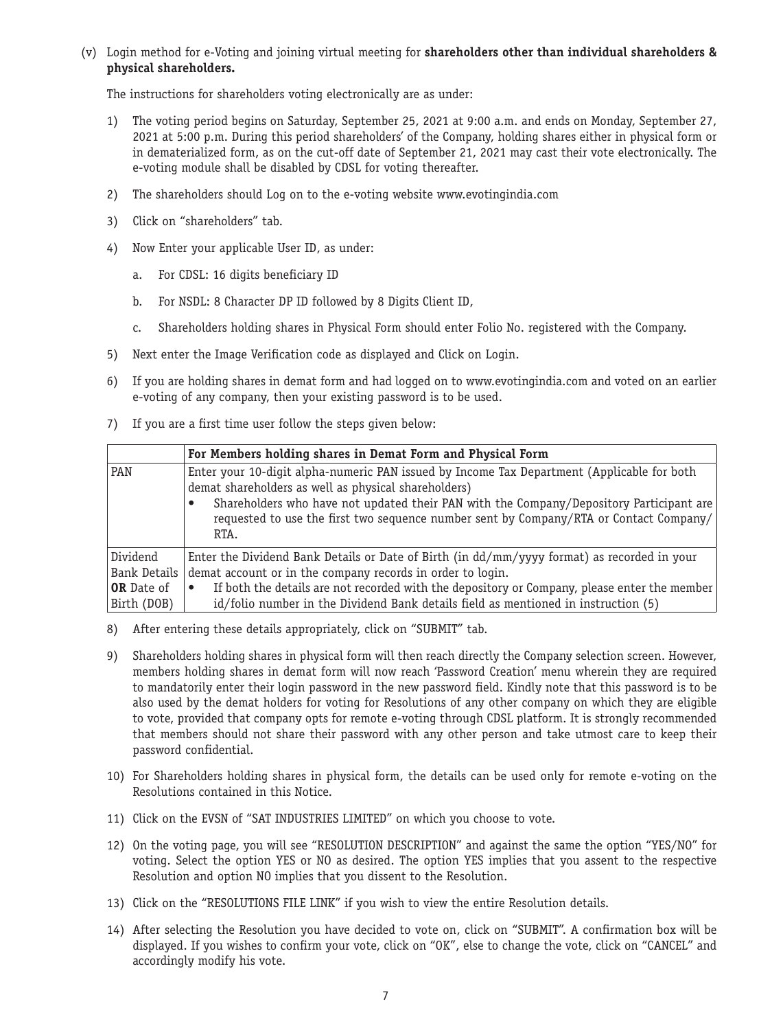(v) Login method for e-Voting and joining virtual meeting for **shareholders other than individual shareholders & physical shareholders.**

The instructions for shareholders voting electronically are as under:

1) The voting period begins on Saturday, September 25, 2021 at 9:00 a.m. and ends on Monday, September 27, 2021 at 5:00 p.m. During this period shareholders' of the Company, holding shares either in physical form or in dematerialized form, as on the cut-off date of September 21, 2021 may cast their vote electronically. The e-voting module shall be disabled by CDSL for voting thereafter.

2) The shareholders should Log on to the e-voting website www.evotingindia.com

3) Click on "shareholders" tab.

4) Now Enter your applicable User ID, as under:

   a. For CDSL: 16 digits beneficiary ID

   b. For NSDL: 8 Character DP ID followed by 8 Digits Client ID,

   c. Shareholders holding shares in Physical Form should enter Folio No. registered with the Company.

5) Next enter the Image Verification code as displayed and Click on Login.

6) If you are holding shares in demat form and had logged on to www.evotingindia.com and voted on an earlier e-voting of any company, then your existing password is to be used.

7) If you are a first time user follow the steps given below:

| | **For Members holding shares in Demat Form and Physical Form** |
|---|---|
| PAN | Enter your 10-digit alpha-numeric PAN issued by Income Tax Department (Applicable for both demat shareholders as well as physical shareholders)<br>• Shareholders who have not updated their PAN with the Company/Depository Participant are requested to use the first two sequence number sent by Company/RTA or Contact Company/ RTA. |
| Dividend Bank Details **OR** Date of Birth (DOB) | Enter the Dividend Bank Details or Date of Birth (in dd/mm/yyyy format) as recorded in your demat account or in the company records in order to login.<br>• If both the details are not recorded with the depository or Company, please enter the member id/folio number in the Dividend Bank details field as mentioned in instruction (5) |

8) After entering these details appropriately, click on "SUBMIT" tab.

9) Shareholders holding shares in physical form will then reach directly the Company selection screen. However, members holding shares in demat form will now reach 'Password Creation' menu wherein they are required to mandatorily enter their login password in the new password field. Kindly note that this password is to be also used by the demat holders for voting for Resolutions of any other company on which they are eligible to vote, provided that company opts for remote e-voting through CDSL platform. It is strongly recommended that members should not share their password with any other person and take utmost care to keep their password confidential.

10) For Shareholders holding shares in physical form, the details can be used only for remote e-voting on the Resolutions contained in this Notice.

11) Click on the EVSN of "SAT INDUSTRIES LIMITED" on which you choose to vote.

12) On the voting page, you will see "RESOLUTION DESCRIPTION" and against the same the option "YES/NO" for voting. Select the option YES or NO as desired. The option YES implies that you assent to the respective Resolution and option NO implies that you dissent to the Resolution.

13) Click on the "RESOLUTIONS FILE LINK" if you wish to view the entire Resolution details.

14) After selecting the Resolution you have decided to vote on, click on "SUBMIT". A confirmation box will be displayed. If you wishes to confirm your vote, click on "OK", else to change the vote, click on "CANCEL" and accordingly modify his vote.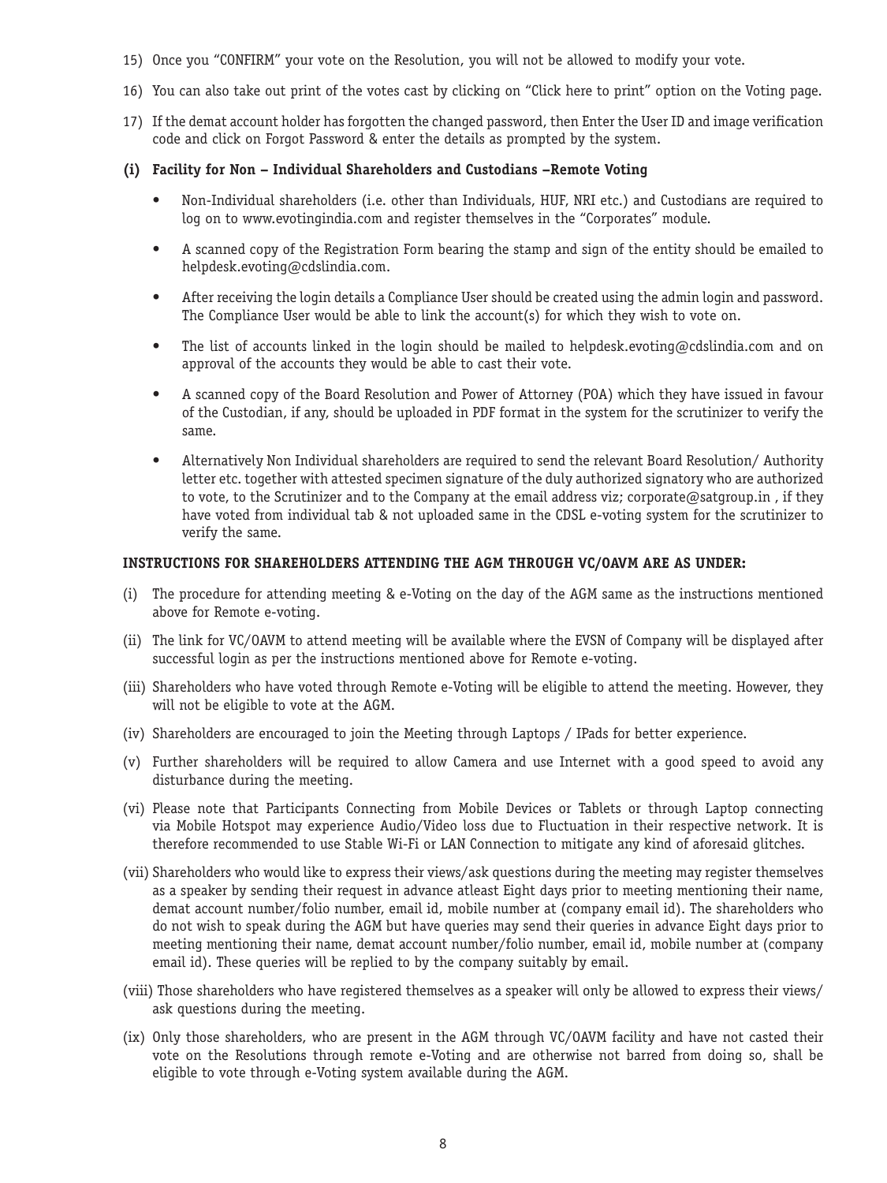15) Once you “CONFIRM” your vote on the Resolution, you will not be allowed to modify your vote.

16) You can also take out print of the votes cast by clicking on “Click here to print” option on the Voting page.

17) If the demat account holder has forgotten the changed password, then Enter the User ID and image verification code and click on Forgot Password & enter the details as prompted by the system.

**(i) Facility for Non – Individual Shareholders and Custodians –Remote Voting**

- Non-Individual shareholders (i.e. other than Individuals, HUF, NRI etc.) and Custodians are required to log on to www.evotingindia.com and register themselves in the “Corporates” module.
- A scanned copy of the Registration Form bearing the stamp and sign of the entity should be emailed to helpdesk.evoting@cdslindia.com.
- After receiving the login details a Compliance User should be created using the admin login and password. The Compliance User would be able to link the account(s) for which they wish to vote on.
- The list of accounts linked in the login should be mailed to helpdesk.evoting@cdslindia.com and on approval of the accounts they would be able to cast their vote.
- A scanned copy of the Board Resolution and Power of Attorney (POA) which they have issued in favour of the Custodian, if any, should be uploaded in PDF format in the system for the scrutinizer to verify the same.
- Alternatively Non Individual shareholders are required to send the relevant Board Resolution/ Authority letter etc. together with attested specimen signature of the duly authorized signatory who are authorized to vote, to the Scrutinizer and to the Company at the email address viz; corporate@satgroup.in , if they have voted from individual tab & not uploaded same in the CDSL e-voting system for the scrutinizer to verify the same.

**INSTRUCTIONS FOR SHAREHOLDERS ATTENDING THE AGM THROUGH VC/OAVM ARE AS UNDER:**

(i) The procedure for attending meeting & e-Voting on the day of the AGM same as the instructions mentioned above for Remote e-voting.

(ii) The link for VC/OAVM to attend meeting will be available where the EVSN of Company will be displayed after successful login as per the instructions mentioned above for Remote e-voting.

(iii) Shareholders who have voted through Remote e-Voting will be eligible to attend the meeting. However, they will not be eligible to vote at the AGM.

(iv) Shareholders are encouraged to join the Meeting through Laptops / IPads for better experience.

(v) Further shareholders will be required to allow Camera and use Internet with a good speed to avoid any disturbance during the meeting.

(vi) Please note that Participants Connecting from Mobile Devices or Tablets or through Laptop connecting via Mobile Hotspot may experience Audio/Video loss due to Fluctuation in their respective network. It is therefore recommended to use Stable Wi-Fi or LAN Connection to mitigate any kind of aforesaid glitches.

(vii) Shareholders who would like to express their views/ask questions during the meeting may register themselves as a speaker by sending their request in advance atleast Eight days prior to meeting mentioning their name, demat account number/folio number, email id, mobile number at (company email id). The shareholders who do not wish to speak during the AGM but have queries may send their queries in advance Eight days prior to meeting mentioning their name, demat account number/folio number, email id, mobile number at (company email id). These queries will be replied to by the company suitably by email.

(viii) Those shareholders who have registered themselves as a speaker will only be allowed to express their views/ ask questions during the meeting.

(ix) Only those shareholders, who are present in the AGM through VC/OAVM facility and have not casted their vote on the Resolutions through remote e-Voting and are otherwise not barred from doing so, shall be eligible to vote through e-Voting system available during the AGM.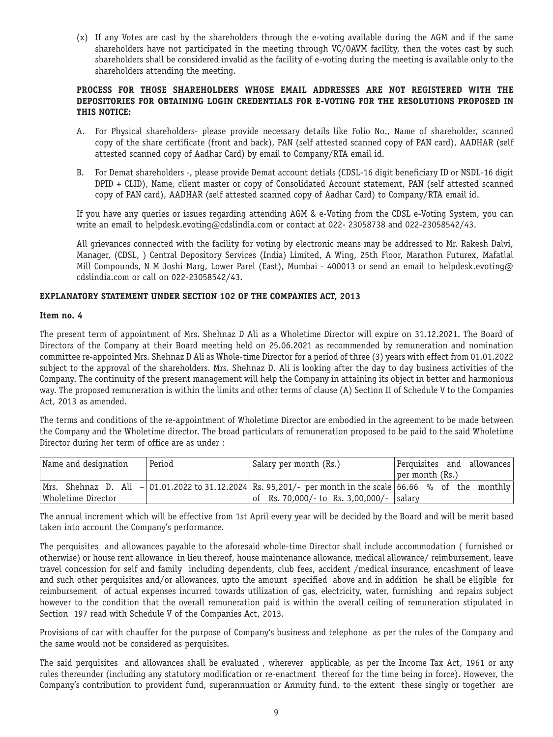(x) If any Votes are cast by the shareholders through the e-voting available during the AGM and if the same shareholders have not participated in the meeting through VC/OAVM facility, then the votes cast by such shareholders shall be considered invalid as the facility of e-voting during the meeting is available only to the shareholders attending the meeting.

**PROCESS FOR THOSE SHAREHOLDERS WHOSE EMAIL ADDRESSES ARE NOT REGISTERED WITH THE DEPOSITORIES FOR OBTAINING LOGIN CREDENTIALS FOR E-VOTING FOR THE RESOLUTIONS PROPOSED IN THIS NOTICE:**

A. For Physical shareholders- please provide necessary details like Folio No., Name of shareholder, scanned copy of the share certificate (front and back), PAN (self attested scanned copy of PAN card), AADHAR (self attested scanned copy of Aadhar Card) by email to Company/RTA email id.

B. For Demat shareholders -, please provide Demat account detials (CDSL-16 digit beneficiary ID or NSDL-16 digit DPID + CLID), Name, client master or copy of Consolidated Account statement, PAN (self attested scanned copy of PAN card), AADHAR (self attested scanned copy of Aadhar Card) to Company/RTA email id.

If you have any queries or issues regarding attending AGM & e-Voting from the CDSL e-Voting System, you can write an email to helpdesk.evoting@cdslindia.com or contact at 022- 23058738 and 022-23058542/43.

All grievances connected with the facility for voting by electronic means may be addressed to Mr. Rakesh Dalvi, Manager, (CDSL, ) Central Depository Services (India) Limited, A Wing, 25th Floor, Marathon Futurex, Mafatlal Mill Compounds, N M Joshi Marg, Lower Parel (East), Mumbai - 400013 or send an email to helpdesk.evoting@cdslindia.com or call on 022-23058542/43.

**EXPLANATORY STATEMENT UNDER SECTION 102 OF THE COMPANIES ACT, 2013**

**Item no. 4**

The present term of appointment of Mrs. Shehnaz D Ali as a Wholetime Director will expire on 31.12.2021. The Board of Directors of the Company at their Board meeting held on 25.06.2021 as recommended by remuneration and nomination committee re-appointed Mrs. Shehnaz D Ali as Whole-time Director for a period of three (3) years with effect from 01.01.2022 subject to the approval of the shareholders. Mrs. Shehnaz D. Ali is looking after the day to day business activities of the Company. The continuity of the present management will help the Company in attaining its object in better and harmonious way. The proposed remuneration is within the limits and other terms of clause (A) Section II of Schedule V to the Companies Act, 2013 as amended.

The terms and conditions of the re-appointment of Wholetime Director are embodied in the agreement to be made between the Company and the Wholetime director. The broad particulars of remuneration proposed to be paid to the said Wholetime Director during her term of office are as under :

| Name and designation | Period | Salary per month (Rs.) | Perquisites and allowances per month (Rs.) |
|---|---|---|---|
| Mrs. Shehnaz D. Ali – Wholetime Director | 01.01.2022 to 31.12.2024 | Rs. 95,201/- per month in the scale of Rs. 70,000/- to Rs. 3,00,000/- | 66.66 % of the monthly salary |

The annual increment which will be effective from 1st April every year will be decided by the Board and will be merit based taken into account the Company's performance.

The perquisites and allowances payable to the aforesaid whole-time Director shall include accommodation ( furnished or otherwise) or house rent allowance in lieu thereof, house maintenance allowance, medical allowance/ reimbursement, leave travel concession for self and family including dependents, club fees, accident /medical insurance, encashment of leave and such other perquisites and/or allowances, upto the amount specified above and in addition he shall be eligible for reimbursement of actual expenses incurred towards utilization of gas, electricity, water, furnishing and repairs subject however to the condition that the overall remuneration paid is within the overall ceiling of remuneration stipulated in Section 197 read with Schedule V of the Companies Act, 2013.

Provisions of car with chauffer for the purpose of Company's business and telephone as per the rules of the Company and the same would not be considered as perquisites.

The said perquisites and allowances shall be evaluated , wherever applicable, as per the Income Tax Act, 1961 or any rules thereunder (including any statutory modification or re-enactment thereof for the time being in force). However, the Company's contribution to provident fund, superannuation or Annuity fund, to the extent these singly or together are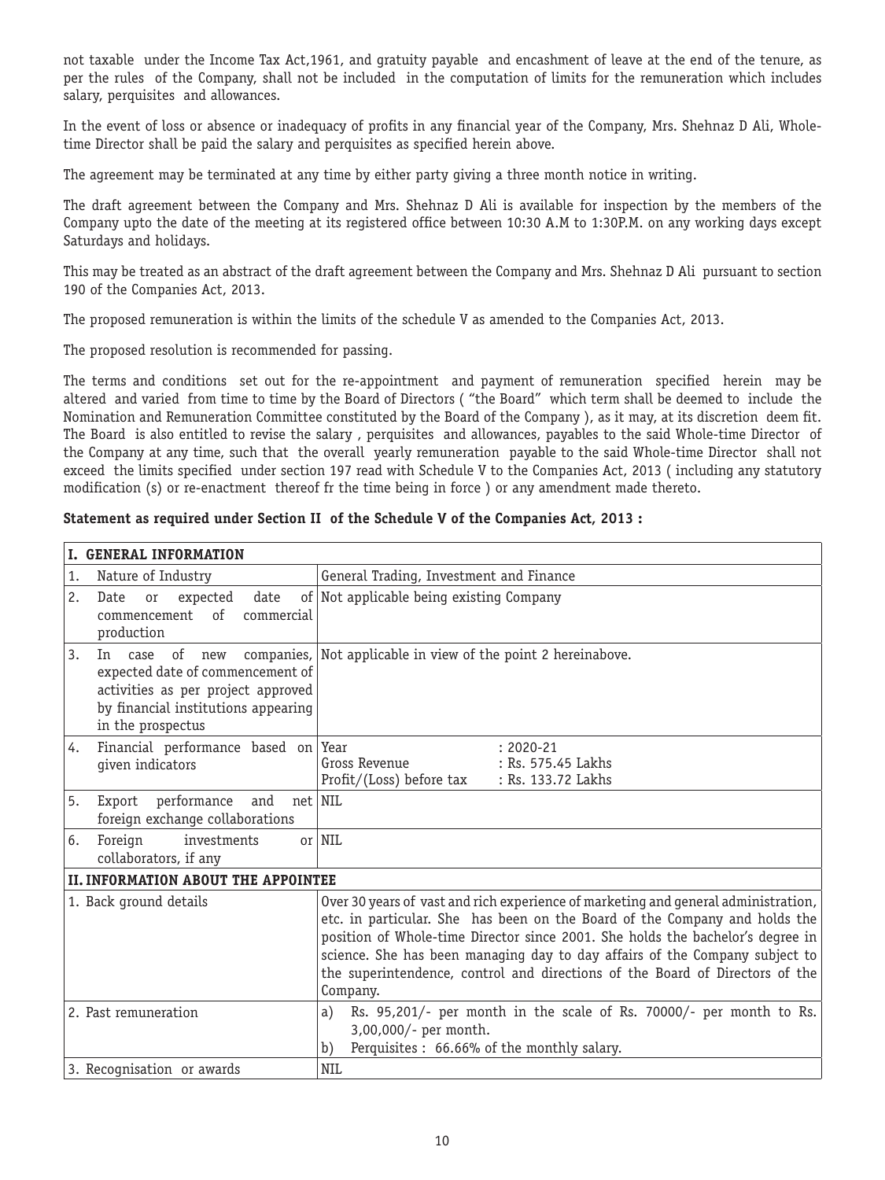not taxable under the Income Tax Act,1961, and gratuity payable and encashment of leave at the end of the tenure, as per the rules of the Company, shall not be included in the computation of limits for the remuneration which includes salary, perquisites and allowances.

In the event of loss or absence or inadequacy of profits in any financial year of the Company, Mrs. Shehnaz D Ali, Whole-time Director shall be paid the salary and perquisites as specified herein above.

The agreement may be terminated at any time by either party giving a three month notice in writing.

The draft agreement between the Company and Mrs. Shehnaz D Ali is available for inspection by the members of the Company upto the date of the meeting at its registered office between 10:30 A.M to 1:30P.M. on any working days except Saturdays and holidays.

This may be treated as an abstract of the draft agreement between the Company and Mrs. Shehnaz D Ali pursuant to section 190 of the Companies Act, 2013.

The proposed remuneration is within the limits of the schedule V as amended to the Companies Act, 2013.

The proposed resolution is recommended for passing.

The terms and conditions set out for the re-appointment and payment of remuneration specified herein may be altered and varied from time to time by the Board of Directors ( "the Board" which term shall be deemed to include the Nomination and Remuneration Committee constituted by the Board of the Company ), as it may, at its discretion deem fit. The Board is also entitled to revise the salary , perquisites and allowances, payables to the said Whole-time Director of the Company at any time, such that the overall yearly remuneration payable to the said Whole-time Director shall not exceed the limits specified under section 197 read with Schedule V to the Companies Act, 2013 ( including any statutory modification (s) or re-enactment thereof fr the time being in force ) or any amendment made thereto.

**Statement as required under Section II of the Schedule V of the Companies Act, 2013 :**

| **I. GENERAL INFORMATION** | |
|---|---|
| 1. Nature of Industry | General Trading, Investment and Finance |
| 2. Date or expected date of commencement of commercial production | Not applicable being existing Company |
| 3. In case of new companies, expected date of commencement of activities as per project approved by financial institutions appearing in the prospectus | Not applicable in view of the point 2 hereinabove. |
| 4. Financial performance based on given indicators | Year : 2020-21<br>Gross Revenue : Rs. 575.45 Lakhs<br>Profit/(Loss) before tax : Rs. 133.72 Lakhs |
| 5. Export performance and net foreign exchange collaborations | NIL |
| 6. Foreign investments or collaborators, if any | NIL |
| **II. INFORMATION ABOUT THE APPOINTEE** | |
| 1. Back ground details | Over 30 years of vast and rich experience of marketing and general administration, etc. in particular. She has been on the Board of the Company and holds the position of Whole-time Director since 2001. She holds the bachelor's degree in science. She has been managing day to day affairs of the Company subject to the superintendence, control and directions of the Board of Directors of the Company. |
| 2. Past remuneration | a) Rs. 95,201/- per month in the scale of Rs. 70000/- per month to Rs. 3,00,000/- per month.<br>b) Perquisites : 66.66% of the monthly salary. |
| 3. Recognisation or awards | NIL |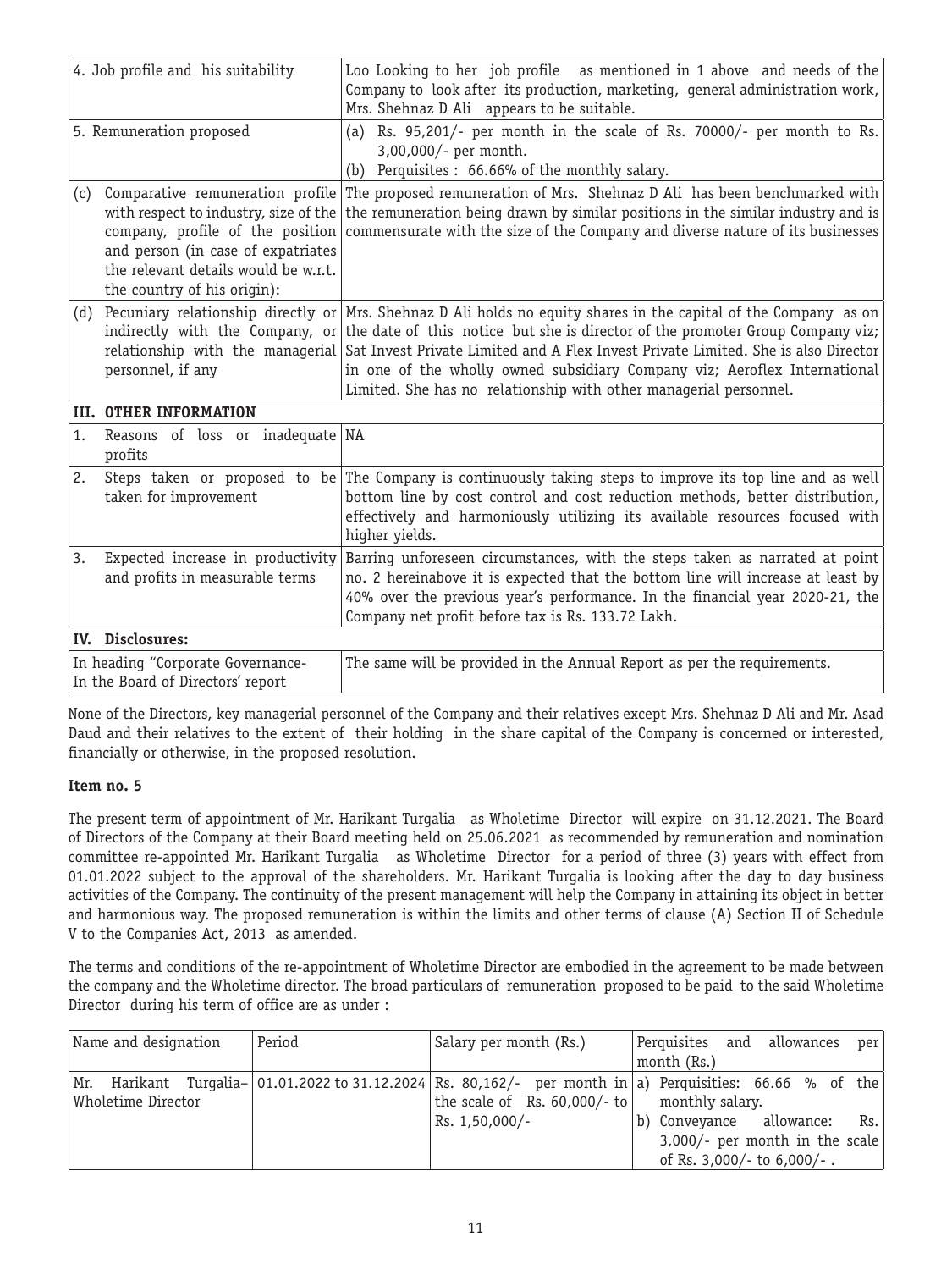| 4. Job profile and his suitability | Loo Looking to her job profile as mentioned in 1 above and needs of the Company to look after its production, marketing, general administration work, Mrs. Shehnaz D Ali appears to be suitable. |
|---|---|
| 5. Remuneration proposed | (a) Rs. 95,201/- per month in the scale of Rs. 70000/- per month to Rs. 3,00,000/- per month.<br>(b) Perquisites : 66.66% of the monthly salary. |
| (c) Comparative remuneration profile with respect to industry, size of the company, profile of the position and person (in case of expatriates the relevant details would be w.r.t. the country of his origin): | The proposed remuneration of Mrs. Shehnaz D Ali has been benchmarked with the remuneration being drawn by similar positions in the similar industry and is commensurate with the size of the Company and diverse nature of its businesses |
| (d) Pecuniary relationship directly or indirectly with the Company, or relationship with the managerial personnel, if any | Mrs. Shehnaz D Ali holds no equity shares in the capital of the Company as on the date of this notice but she is director of the promoter Group Company viz; Sat Invest Private Limited and A Flex Invest Private Limited. She is also Director in one of the wholly owned subsidiary Company viz; Aeroflex International Limited. She has no relationship with other managerial personnel. |
| **III. OTHER INFORMATION** | |
| 1. Reasons of loss or inadequate profits | NA |
| 2. Steps taken or proposed to be taken for improvement | The Company is continuously taking steps to improve its top line and as well bottom line by cost control and cost reduction methods, better distribution, effectively and harmoniously utilizing its available resources focused with higher yields. |
| 3. Expected increase in productivity and profits in measurable terms | Barring unforeseen circumstances, with the steps taken as narrated at point no. 2 hereinabove it is expected that the bottom line will increase at least by 40% over the previous year's performance. In the financial year 2020-21, the Company net profit before tax is Rs. 133.72 Lakh. |
| **IV. Disclosures:** | |
| In heading "Corporate Governance- In the Board of Directors' report | The same will be provided in the Annual Report as per the requirements. |

None of the Directors, key managerial personnel of the Company and their relatives except Mrs. Shehnaz D Ali and Mr. Asad Daud and their relatives to the extent of their holding in the share capital of the Company is concerned or interested, financially or otherwise, in the proposed resolution.

**Item no. 5**

The present term of appointment of Mr. Harikant Turgalia as Wholetime Director will expire on 31.12.2021. The Board of Directors of the Company at their Board meeting held on 25.06.2021 as recommended by remuneration and nomination committee re-appointed Mr. Harikant Turgalia as Wholetime Director for a period of three (3) years with effect from 01.01.2022 subject to the approval of the shareholders. Mr. Harikant Turgalia is looking after the day to day business activities of the Company. The continuity of the present management will help the Company in attaining its object in better and harmonious way. The proposed remuneration is within the limits and other terms of clause (A) Section II of Schedule V to the Companies Act, 2013 as amended.

The terms and conditions of the re-appointment of Wholetime Director are embodied in the agreement to be made between the company and the Wholetime director. The broad particulars of remuneration proposed to be paid to the said Wholetime Director during his term of office are as under :

| Name and designation | Period | Salary per month (Rs.) | Perquisites and allowances per month (Rs.) |
|---|---|---|---|
| Mr. Harikant Turgalia– Wholetime Director | 01.01.2022 to 31.12.2024 | Rs. 80,162/- per month in the scale of Rs. 60,000/- to Rs. 1,50,000/- | a) Perquisities: 66.66 % of the monthly salary.<br>b) Conveyance allowance: Rs. 3,000/- per month in the scale of Rs. 3,000/- to 6,000/- . |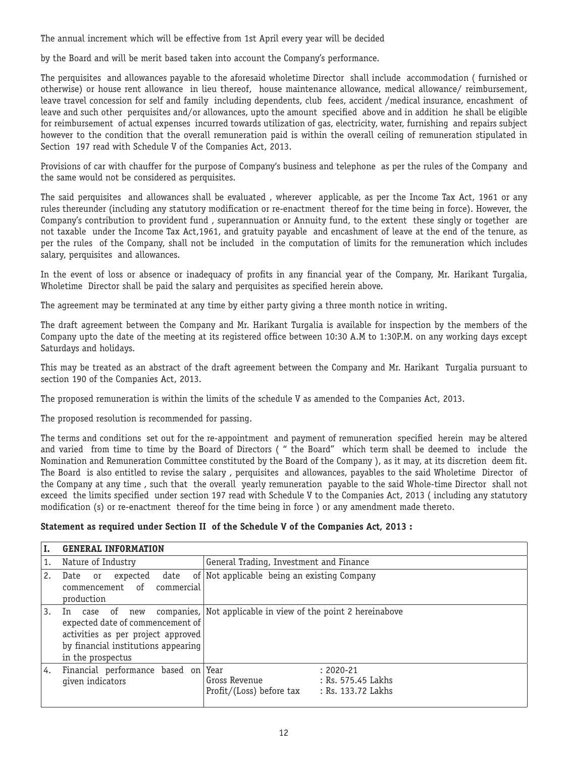The annual increment which will be effective from 1st April every year will be decided

by the Board and will be merit based taken into account the Company's performance.

The perquisites and allowances payable to the aforesaid wholetime Director shall include accommodation ( furnished or otherwise) or house rent allowance in lieu thereof, house maintenance allowance, medical allowance/ reimbursement, leave travel concession for self and family including dependents, club fees, accident /medical insurance, encashment of leave and such other perquisites and/or allowances, upto the amount specified above and in addition he shall be eligible for reimbursement of actual expenses incurred towards utilization of gas, electricity, water, furnishing and repairs subject however to the condition that the overall remuneration paid is within the overall ceiling of remuneration stipulated in Section 197 read with Schedule V of the Companies Act, 2013.

Provisions of car with chauffer for the purpose of Company's business and telephone as per the rules of the Company and the same would not be considered as perquisites.

The said perquisites and allowances shall be evaluated , wherever applicable, as per the Income Tax Act, 1961 or any rules thereunder (including any statutory modification or re-enactment thereof for the time being in force). However, the Company's contribution to provident fund , superannuation or Annuity fund, to the extent these singly or together are not taxable under the Income Tax Act,1961, and gratuity payable and encashment of leave at the end of the tenure, as per the rules of the Company, shall not be included in the computation of limits for the remuneration which includes salary, perquisites and allowances.

In the event of loss or absence or inadequacy of profits in any financial year of the Company, Mr. Harikant Turgalia, Wholetime Director shall be paid the salary and perquisites as specified herein above.

The agreement may be terminated at any time by either party giving a three month notice in writing.

The draft agreement between the Company and Mr. Harikant Turgalia is available for inspection by the members of the Company upto the date of the meeting at its registered office between 10:30 A.M to 1:30P.M. on any working days except Saturdays and holidays.

This may be treated as an abstract of the draft agreement between the Company and Mr. Harikant Turgalia pursuant to section 190 of the Companies Act, 2013.

The proposed remuneration is within the limits of the schedule V as amended to the Companies Act, 2013.

The proposed resolution is recommended for passing.

The terms and conditions set out for the re-appointment and payment of remuneration specified herein may be altered and varied from time to time by the Board of Directors ( " the Board" which term shall be deemed to include the Nomination and Remuneration Committee constituted by the Board of the Company ), as it may, at its discretion deem fit. The Board is also entitled to revise the salary , perquisites and allowances, payables to the said Wholetime Director of the Company at any time , such that the overall yearly remuneration payable to the said Whole-time Director shall not exceed the limits specified under section 197 read with Schedule V to the Companies Act, 2013 ( including any statutory modification (s) or re-enactment thereof for the time being in force ) or any amendment made thereto.

**Statement as required under Section II of the Schedule V of the Companies Act, 2013 :**

| I. | GENERAL INFORMATION | |
|---|---|---|
| 1. | Nature of Industry | General Trading, Investment and Finance |
| 2. | Date or expected date of commencement of commercial production | Not applicable being an existing Company |
| 3. | In case of new companies, expected date of commencement of activities as per project approved by financial institutions appearing in the prospectus | Not applicable in view of the point 2 hereinabove |
| 4. | Financial performance based on given indicators | Year : 2020-21<br>Gross Revenue : Rs. 575.45 Lakhs<br>Profit/(Loss) before tax : Rs. 133.72 Lakhs |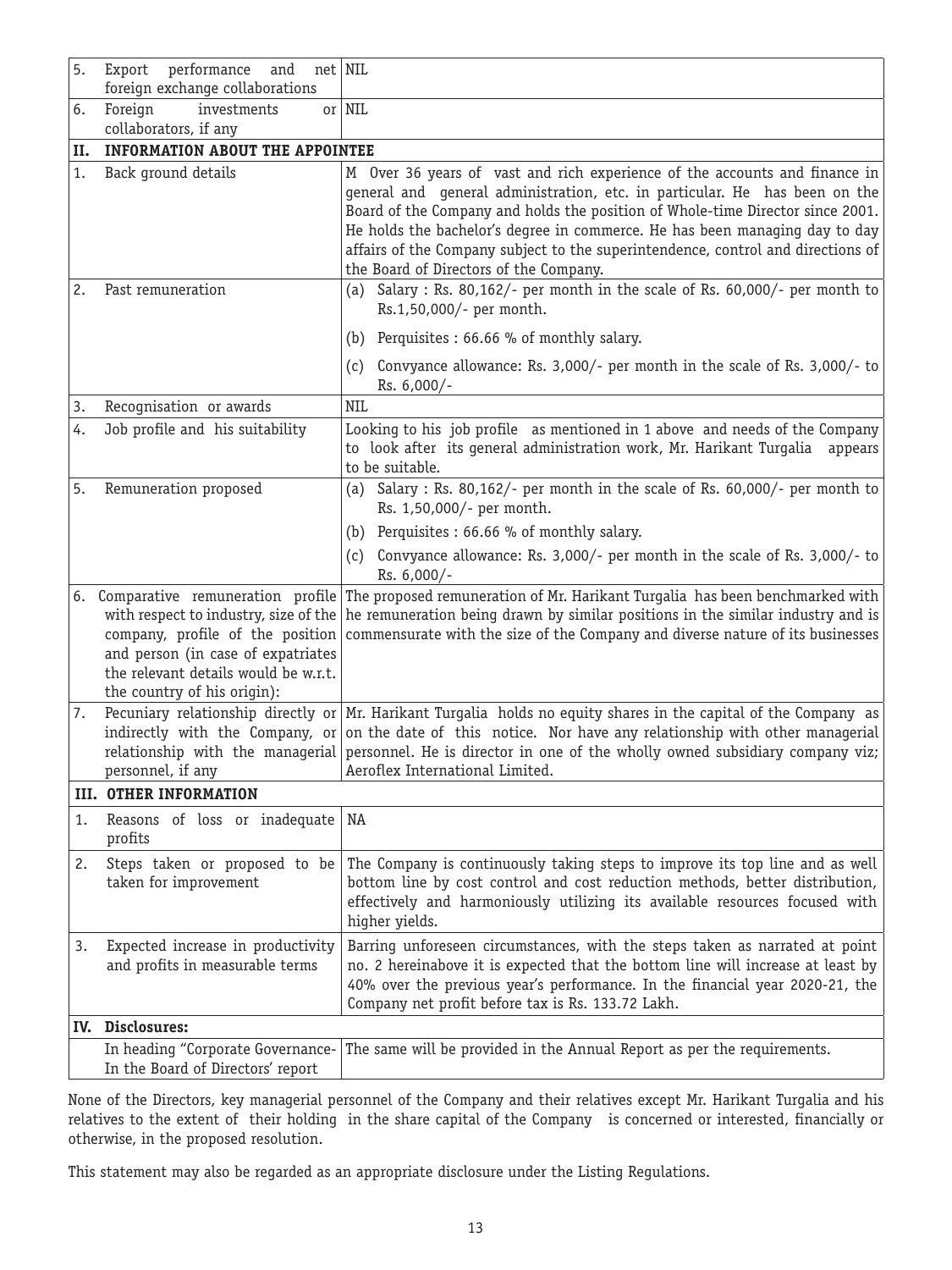| | | |
|---|---|---|
| 5. | Export performance and net foreign exchange collaborations | NIL |
| 6. | Foreign investments or collaborators, if any | NIL |
| **II.** | **INFORMATION ABOUT THE APPOINTEE** | |
| 1. | Back ground details | M Over 36 years of vast and rich experience of the accounts and finance in general and general administration, etc. in particular. He has been on the Board of the Company and holds the position of Whole-time Director since 2001. He holds the bachelor's degree in commerce. He has been managing day to day affairs of the Company subject to the superintendence, control and directions of the Board of Directors of the Company. |
| 2. | Past remuneration | (a) Salary : Rs. 80,162/- per month in the scale of Rs. 60,000/- per month to Rs.1,50,000/- per month.<br>(b) Perquisites : 66.66 % of monthly salary.<br>(c) Convyance allowance: Rs. 3,000/- per month in the scale of Rs. 3,000/- to Rs. 6,000/- |
| 3. | Recognisation or awards | NIL |
| 4. | Job profile and his suitability | Looking to his job profile as mentioned in 1 above and needs of the Company to look after its general administration work, Mr. Harikant Turgalia appears to be suitable. |
| 5. | Remuneration proposed | (a) Salary : Rs. 80,162/- per month in the scale of Rs. 60,000/- per month to Rs. 1,50,000/- per month.<br>(b) Perquisites : 66.66 % of monthly salary.<br>(c) Convyance allowance: Rs. 3,000/- per month in the scale of Rs. 3,000/- to Rs. 6,000/- |
| 6. | Comparative remuneration profile with respect to industry, size of the company, profile of the position and person (in case of expatriates the relevant details would be w.r.t. the country of his origin): | The proposed remuneration of Mr. Harikant Turgalia has been benchmarked with he remuneration being drawn by similar positions in the similar industry and is commensurate with the size of the Company and diverse nature of its businesses |
| 7. | Pecuniary relationship directly or indirectly with the Company, or relationship with the managerial personnel, if any | Mr. Harikant Turgalia holds no equity shares in the capital of the Company as on the date of this notice. Nor have any relationship with other managerial personnel. He is director in one of the wholly owned subsidiary company viz; Aeroflex International Limited. |
| **III.** | **OTHER INFORMATION** | |
| 1. | Reasons of loss or inadequate profits | NA |
| 2. | Steps taken or proposed to be taken for improvement | The Company is continuously taking steps to improve its top line and as well bottom line by cost control and cost reduction methods, better distribution, effectively and harmoniously utilizing its available resources focused with higher yields. |
| 3. | Expected increase in productivity and profits in measurable terms | Barring unforeseen circumstances, with the steps taken as narrated at point no. 2 hereinabove it is expected that the bottom line will increase at least by 40% over the previous year's performance. In the financial year 2020-21, the Company net profit before tax is Rs. 133.72 Lakh. |
| **IV.** | **Disclosures:** | |
| | In heading "Corporate Governance- In the Board of Directors' report | The same will be provided in the Annual Report as per the requirements. |

None of the Directors, key managerial personnel of the Company and their relatives except Mr. Harikant Turgalia and his relatives to the extent of their holding in the share capital of the Company is concerned or interested, financially or otherwise, in the proposed resolution.

This statement may also be regarded as an appropriate disclosure under the Listing Regulations.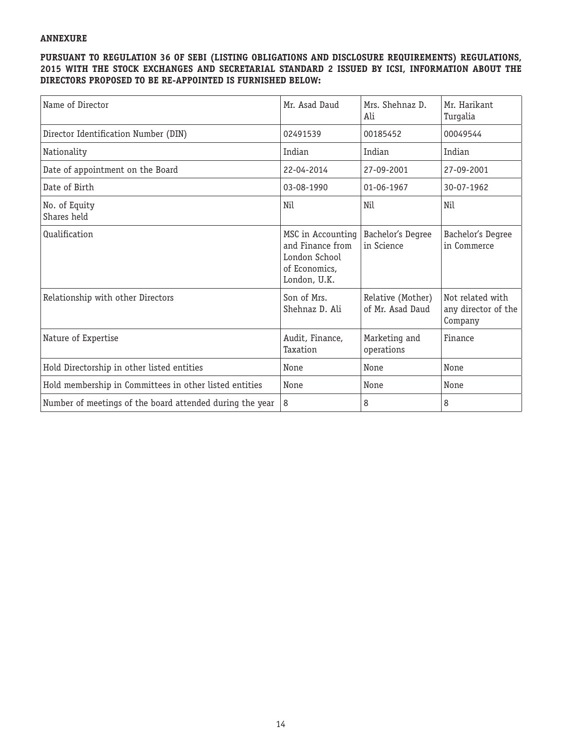**ANNEXURE**

**PURSUANT TO REGULATION 36 OF SEBI (LISTING OBLIGATIONS AND DISCLOSURE REQUIREMENTS) REGULATIONS, 2015 WITH THE STOCK EXCHANGES AND SECRETARIAL STANDARD 2 ISSUED BY ICSI, INFORMATION ABOUT THE DIRECTORS PROPOSED TO BE RE-APPOINTED IS FURNISHED BELOW:**

| Name of Director | Mr. Asad Daud | Mrs. Shehnaz D. Ali | Mr. Harikant Turgalia |
|---|---|---|---|
| Director Identification Number (DIN) | 02491539 | 00185452 | 00049544 |
| Nationality | Indian | Indian | Indian |
| Date of appointment on the Board | 22-04-2014 | 27-09-2001 | 27-09-2001 |
| Date of Birth | 03-08-1990 | 01-06-1967 | 30-07-1962 |
| No. of Equity Shares held | Nil | Nil | Nil |
| Qualification | MSC in Accounting and Finance from London School of Economics, London, U.K. | Bachelor's Degree in Science | Bachelor's Degree in Commerce |
| Relationship with other Directors | Son of Mrs. Shehnaz D. Ali | Relative (Mother) of Mr. Asad Daud | Not related with any director of the Company |
| Nature of Expertise | Audit, Finance, Taxation | Marketing and operations | Finance |
| Hold Directorship in other listed entities | None | None | None |
| Hold membership in Committees in other listed entities | None | None | None |
| Number of meetings of the board attended during the year | 8 | 8 | 8 |